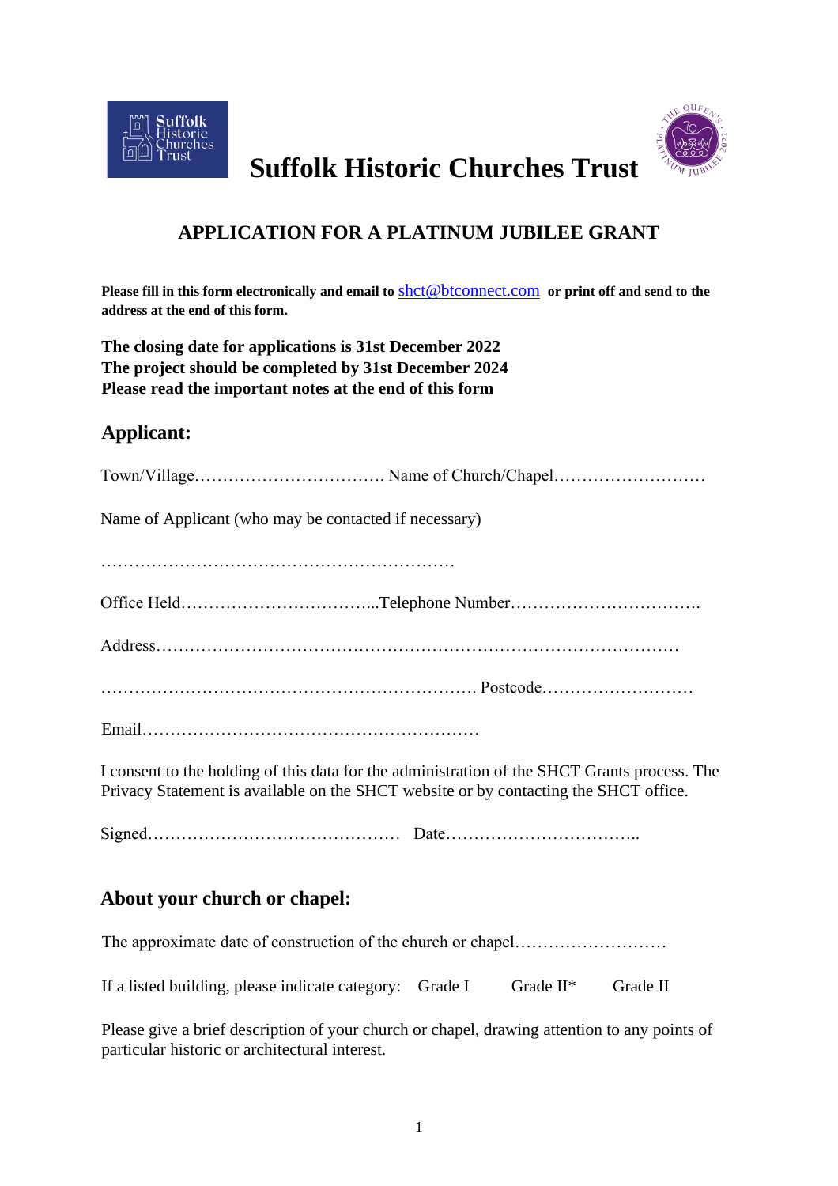# Suffolk Historic Churches Trust

## APPLICATION FOR A PLATINUM JUBILEE GRANT

**Please fill in this form electronically and email to** shct@btconnect.com **or print off and send to the address at the end of this form.**

**The closing date for applications is 31st December 2022**
**The project should be completed by 31st December 2024**
**Please read the important notes at the end of this form**

## Applicant:

Town/Village……………………………. Name of Church/Chapel………………………

Name of Applicant (who may be contacted if necessary)

………………………………………………………

Office Held……………………………...Telephone Number…………………………….

Address…………………………………………………………………………………

…………………………………………………………. Postcode………………………

Email……………………………………………………

I consent to the holding of this data for the administration of the SHCT Grants process. The Privacy Statement is available on the SHCT website or by contacting the SHCT office.

Signed……………………………………… Date……………………………..

## About your church or chapel:

The approximate date of construction of the church or chapel………………………

If a listed building, please indicate category: Grade I Grade II* Grade II

Please give a brief description of your church or chapel, drawing attention to any points of particular historic or architectural interest.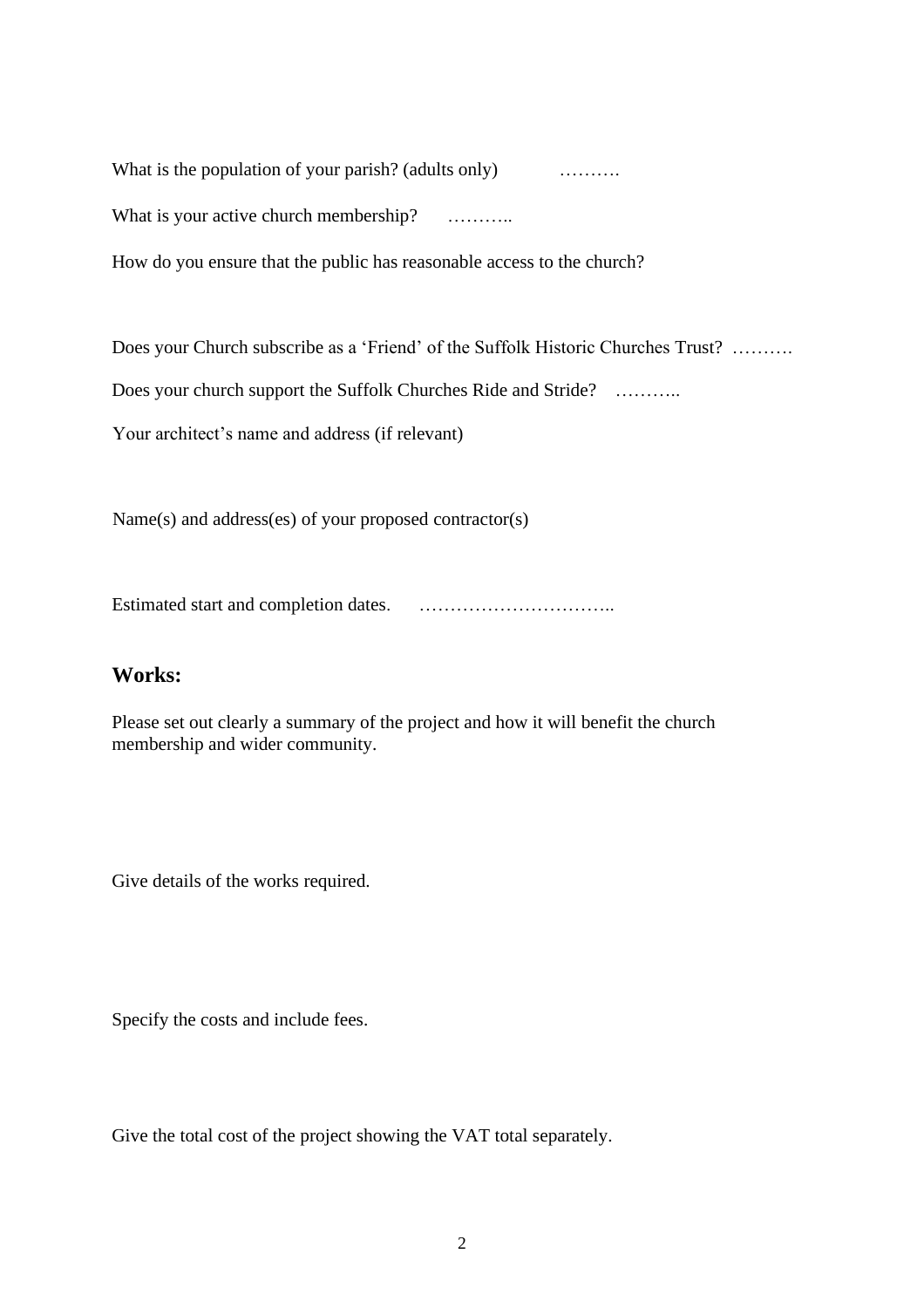What is the population of your parish? (adults only) ……….

What is your active church membership? ………..

How do you ensure that the public has reasonable access to the church?

Does your Church subscribe as a 'Friend' of the Suffolk Historic Churches Trust? ……….

Does your church support the Suffolk Churches Ride and Stride? ………..

Your architect's name and address (if relevant)

Name(s) and address(es) of your proposed contractor(s)

Estimated start and completion dates. …………………………..

## Works:

Please set out clearly a summary of the project and how it will benefit the church membership and wider community.

Give details of the works required.

Specify the costs and include fees.

Give the total cost of the project showing the VAT total separately.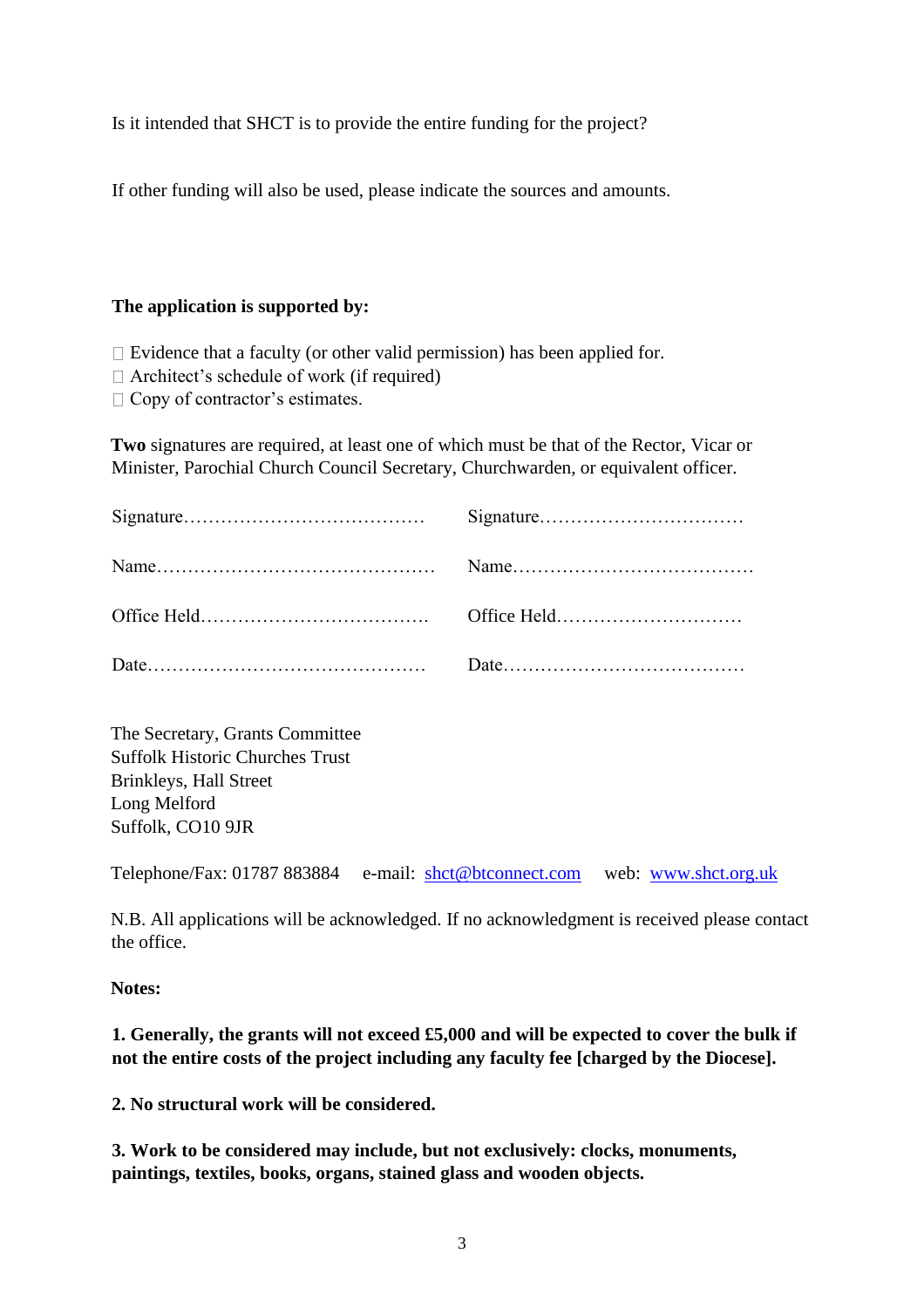Is it intended that SHCT is to provide the entire funding for the project?

If other funding will also be used, please indicate the sources and amounts.

**The application is supported by:**

- ☐ Evidence that a faculty (or other valid permission) has been applied for.
- ☐ Architect's schedule of work (if required)
- ☐ Copy of contractor's estimates.

**Two** signatures are required, at least one of which must be that of the Rector, Vicar or Minister, Parochial Church Council Secretary, Churchwarden, or equivalent officer.

| | |
|---|---|
| Signature………………………………… | Signature…………………………… |
| Name……………………………………… | Name………………………………… |
| Office Held………………………………. | Office Held………………………… |
| Date……………………………………… | Date………………………………… |

The Secretary, Grants Committee
Suffolk Historic Churches Trust
Brinkleys, Hall Street
Long Melford
Suffolk, CO10 9JR

Telephone/Fax: 01787 883884 e-mail: shct@btconnect.com web: www.shct.org.uk

N.B. All applications will be acknowledged. If no acknowledgment is received please contact the office.

**Notes:**

**1. Generally, the grants will not exceed £5,000 and will be expected to cover the bulk if not the entire costs of the project including any faculty fee [charged by the Diocese].**

**2. No structural work will be considered.**

**3. Work to be considered may include, but not exclusively: clocks, monuments, paintings, textiles, books, organs, stained glass and wooden objects.**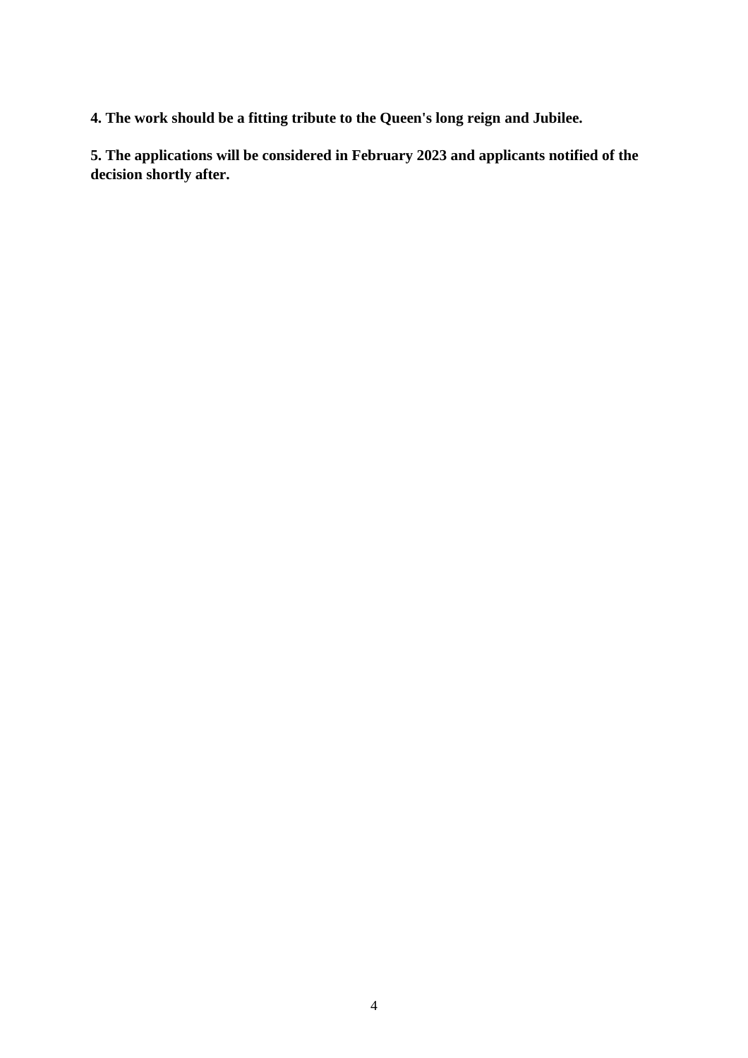**4. The work should be a fitting tribute to the Queen's long reign and Jubilee.**

**5. The applications will be considered in February 2023 and applicants notified of the decision shortly after.**